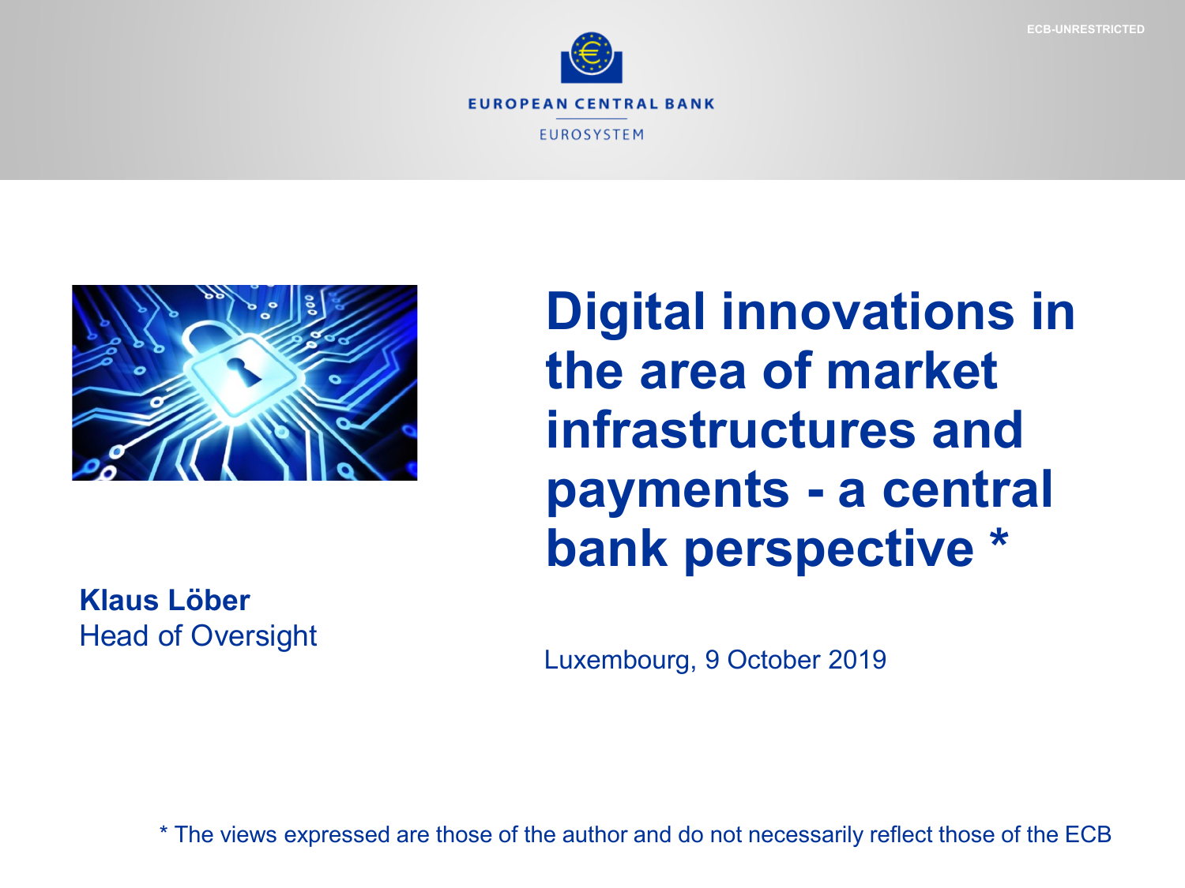ECB-UNRESTRICTED

EUROPEAN CENTRAL BANK

EUROSYSTEM

# Digital innovations in the area of market infrastructures and payments - a central bank perspective *

**Klaus Löber**
Head of Oversight

Luxembourg, 9 October 2019

* The views expressed are those of the author and do not necessarily reflect those of the ECB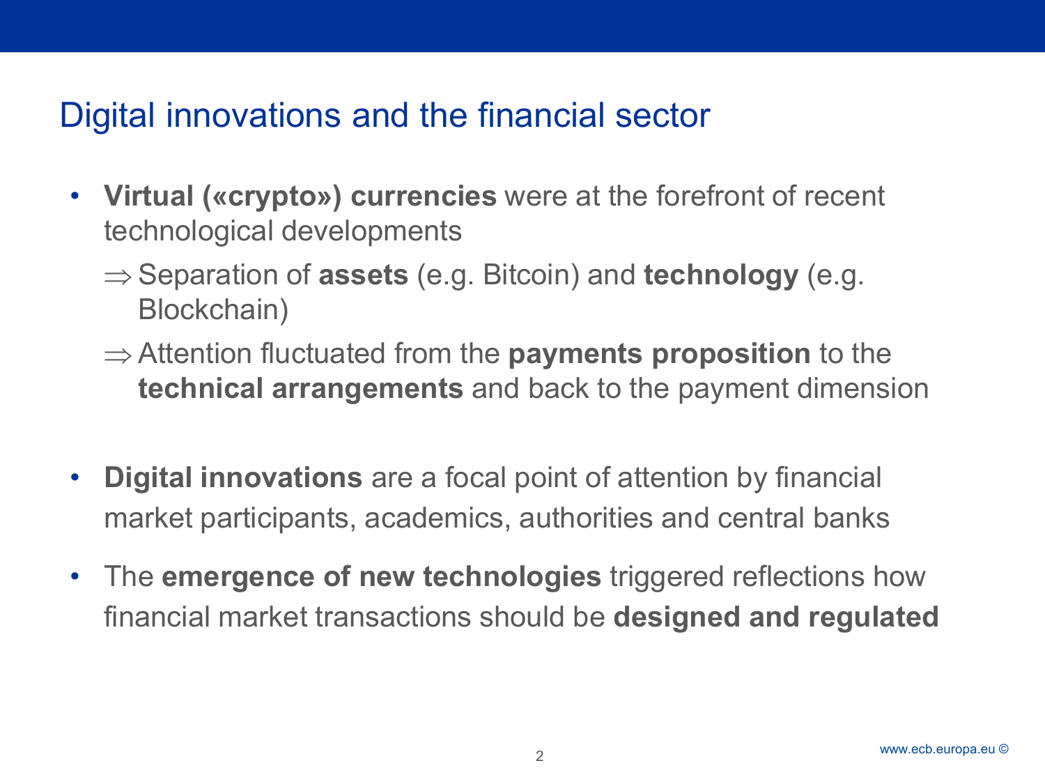# Digital innovations and the financial sector

- **Virtual («crypto») currencies** were at the forefront of recent technological developments
  - ⇒ Separation of **assets** (e.g. Bitcoin) and **technology** (e.g. Blockchain)
  - ⇒ Attention fluctuated from the **payments proposition** to the **technical arrangements** and back to the payment dimension

- **Digital innovations** are a focal point of attention by financial market participants, academics, authorities and central banks

- The **emergence of new technologies** triggered reflections how financial market transactions should be **designed and regulated**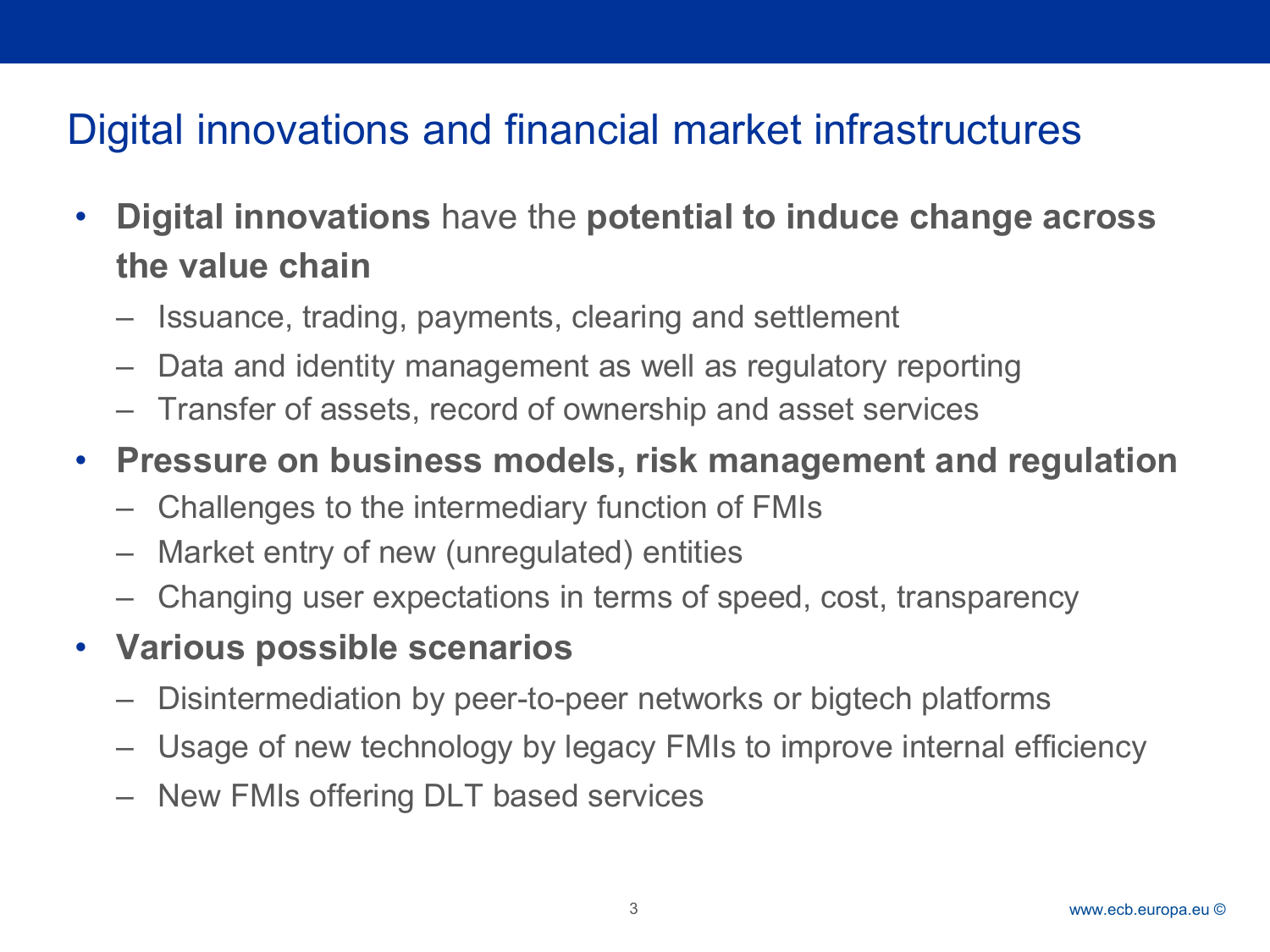# Digital innovations and financial market infrastructures

- **Digital innovations** have the **potential to induce change across the value chain**
  - Issuance, trading, payments, clearing and settlement
  - Data and identity management as well as regulatory reporting
  - Transfer of assets, record of ownership and asset services
- **Pressure on business models, risk management and regulation**
  - Challenges to the intermediary function of FMIs
  - Market entry of new (unregulated) entities
  - Changing user expectations in terms of speed, cost, transparency
- **Various possible scenarios**
  - Disintermediation by peer-to-peer networks or bigtech platforms
  - Usage of new technology by legacy FMIs to improve internal efficiency
  - New FMIs offering DLT based services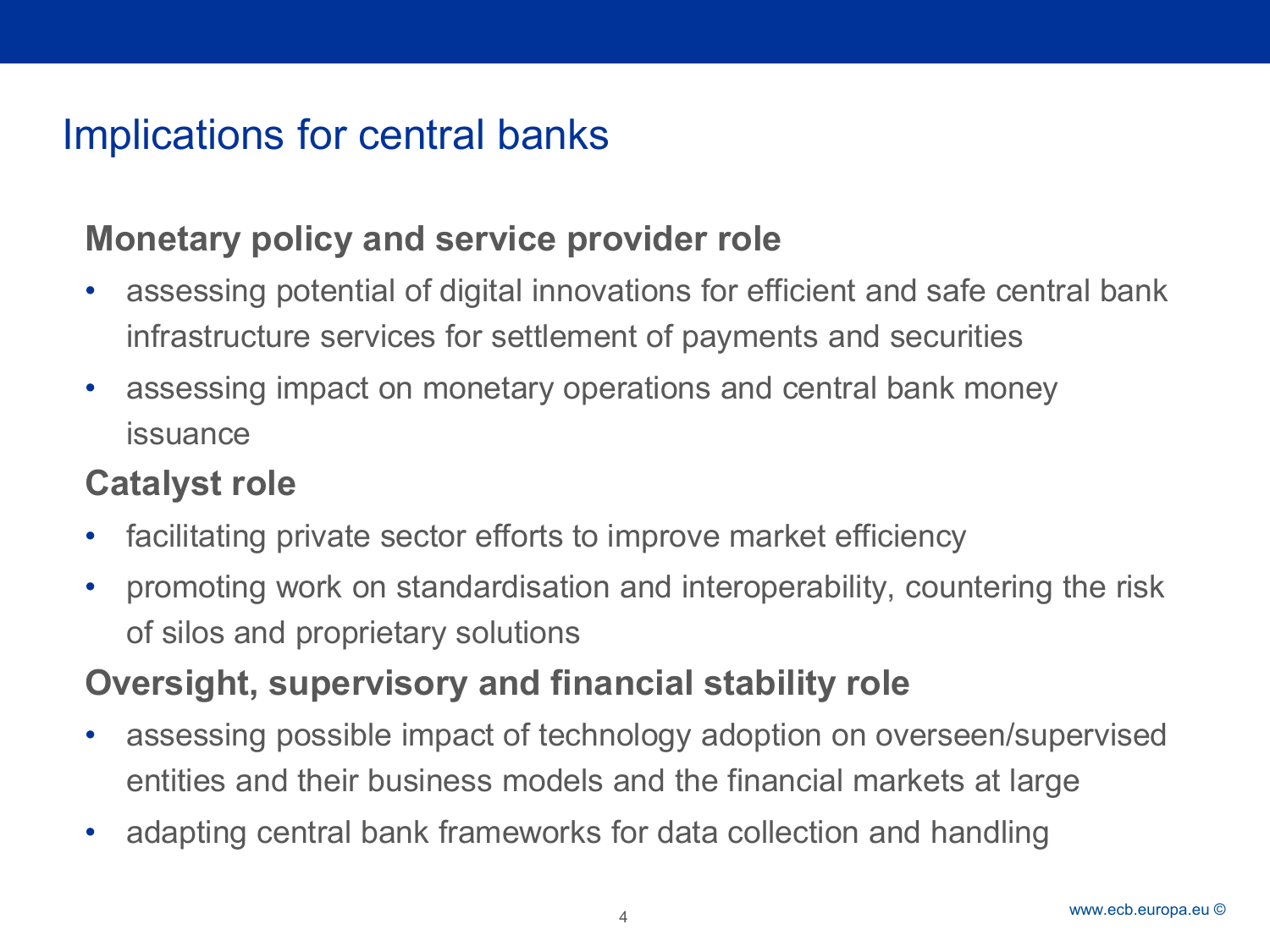# Implications for central banks

**Monetary policy and service provider role**

- assessing potential of digital innovations for efficient and safe central bank infrastructure services for settlement of payments and securities
- assessing impact on monetary operations and central bank money issuance

**Catalyst role**

- facilitating private sector efforts to improve market efficiency
- promoting work on standardisation and interoperability, countering the risk of silos and proprietary solutions

**Oversight, supervisory and financial stability role**

- assessing possible impact of technology adoption on overseen/supervised entities and their business models and the financial markets at large
- adapting central bank frameworks for data collection and handling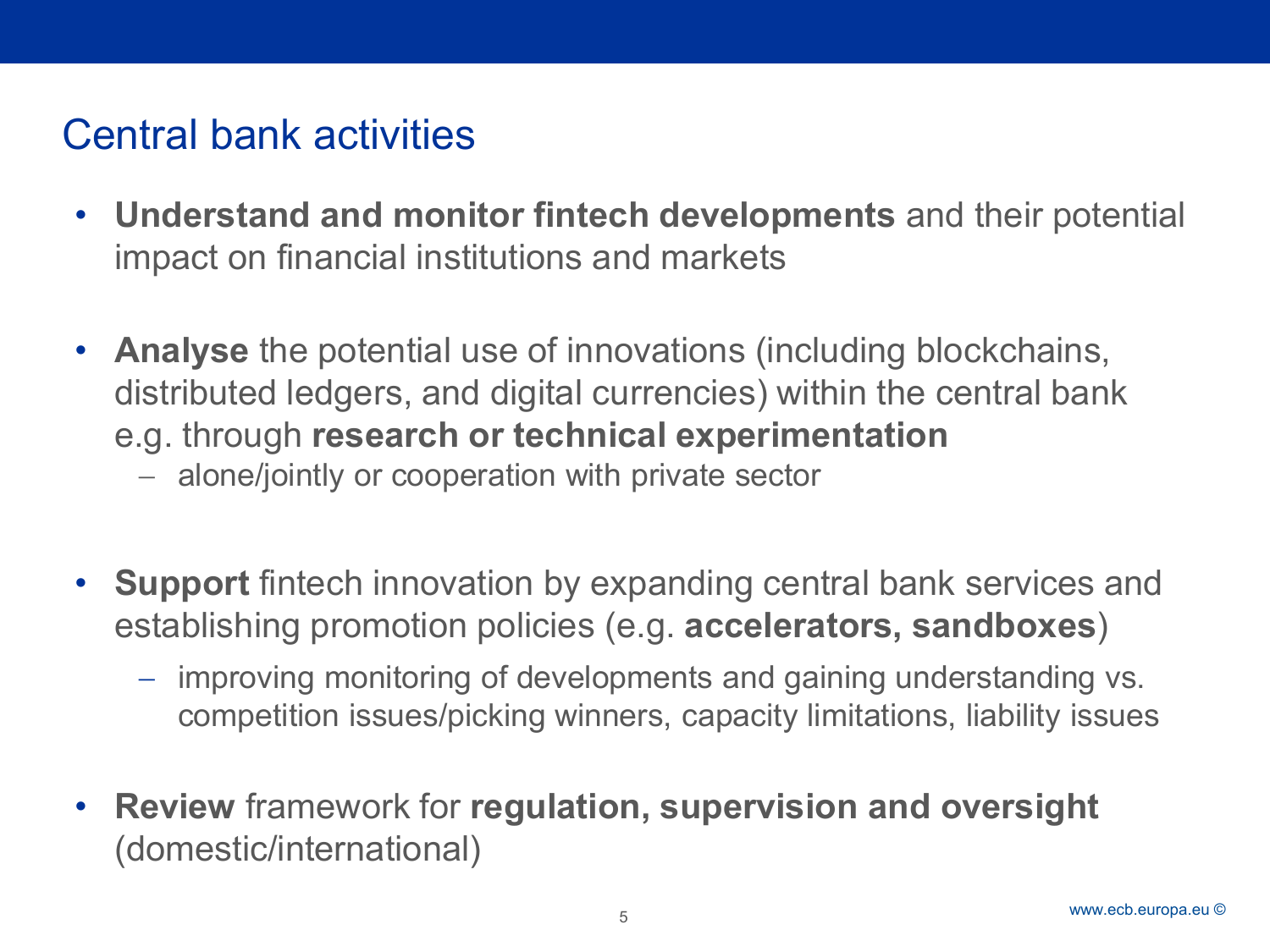## Central bank activities

- **Understand and monitor fintech developments** and their potential impact on financial institutions and markets

- **Analyse** the potential use of innovations (including blockchains, distributed ledgers, and digital currencies) within the central bank e.g. through **research or technical experimentation**
  - alone/jointly or cooperation with private sector

- **Support** fintech innovation by expanding central bank services and establishing promotion policies (e.g. **accelerators, sandboxes**)
  - improving monitoring of developments and gaining understanding vs. competition issues/picking winners, capacity limitations, liability issues

- **Review** framework for **regulation, supervision and oversight** (domestic/international)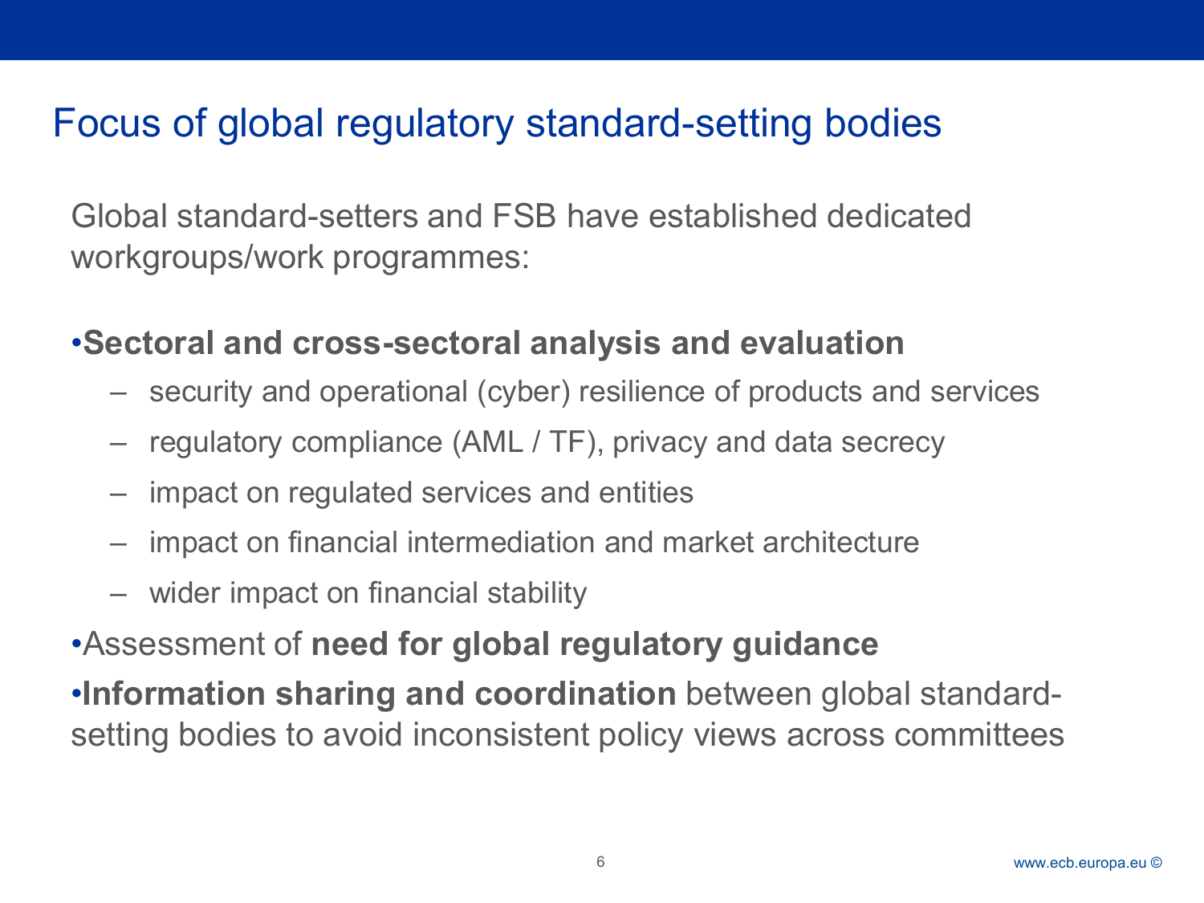# Focus of global regulatory standard-setting bodies

Global standard-setters and FSB have established dedicated workgroups/work programmes:

- **Sectoral and cross-sectoral analysis and evaluation**
  - security and operational (cyber) resilience of products and services
  - regulatory compliance (AML / TF), privacy and data secrecy
  - impact on regulated services and entities
  - impact on financial intermediation and market architecture
  - wider impact on financial stability
- Assessment of **need for global regulatory guidance**
- **Information sharing and coordination** between global standard-setting bodies to avoid inconsistent policy views across committees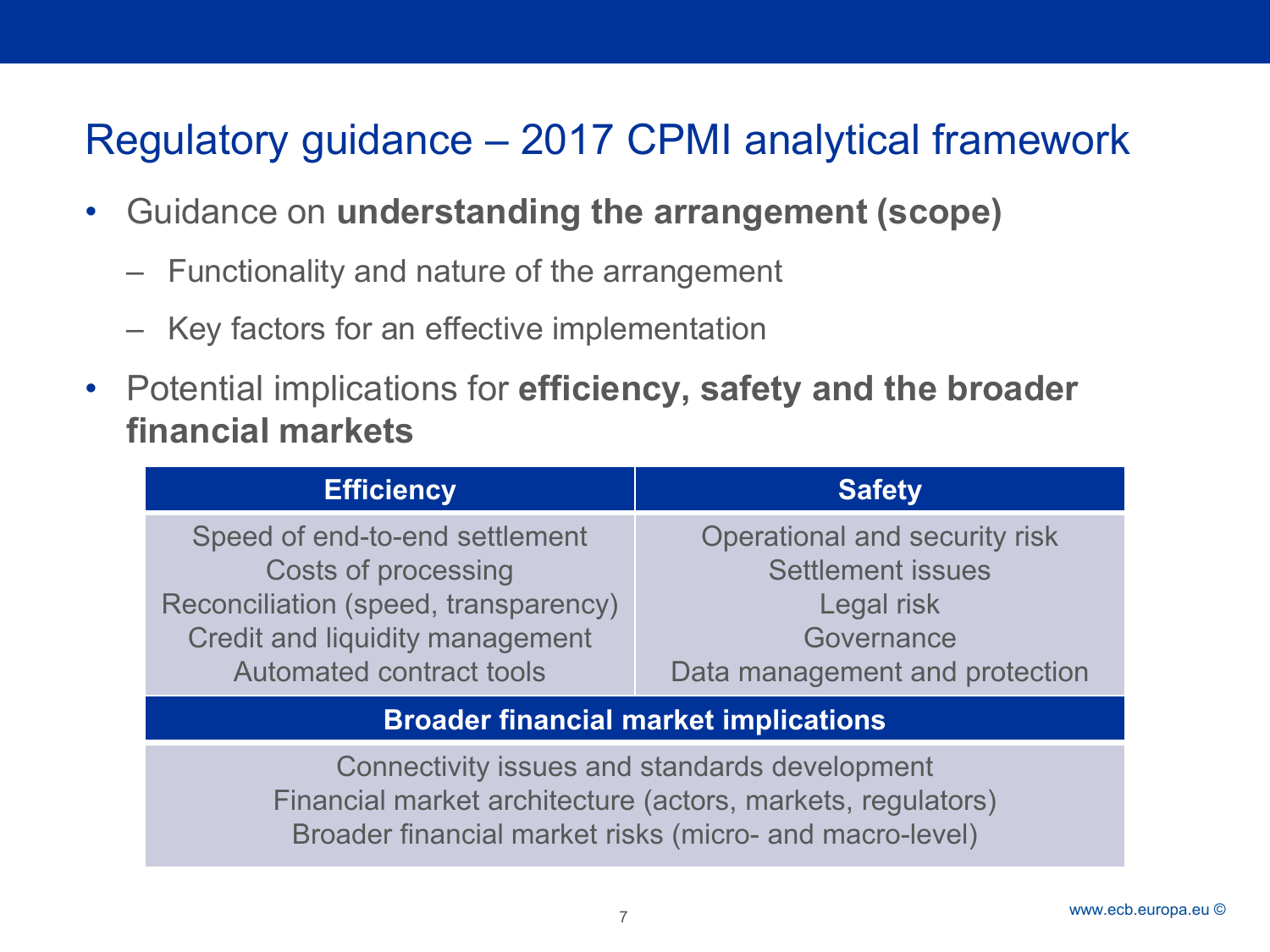# Regulatory guidance – 2017 CPMI analytical framework

- Guidance on **understanding the arrangement (scope)**
  - Functionality and nature of the arrangement
  - Key factors for an effective implementation
- Potential implications for **efficiency, safety and the broader financial markets**

| Efficiency | Safety |
| --- | --- |
| Speed of end-to-end settlement<br>Costs of processing<br>Reconciliation (speed, transparency)<br>Credit and liquidity management<br>Automated contract tools | Operational and security risk<br>Settlement issues<br>Legal risk<br>Governance<br>Data management and protection |
| **Broader financial market implications** | |
| Connectivity issues and standards development<br>Financial market architecture (actors, markets, regulators)<br>Broader financial market risks (micro- and macro-level) | |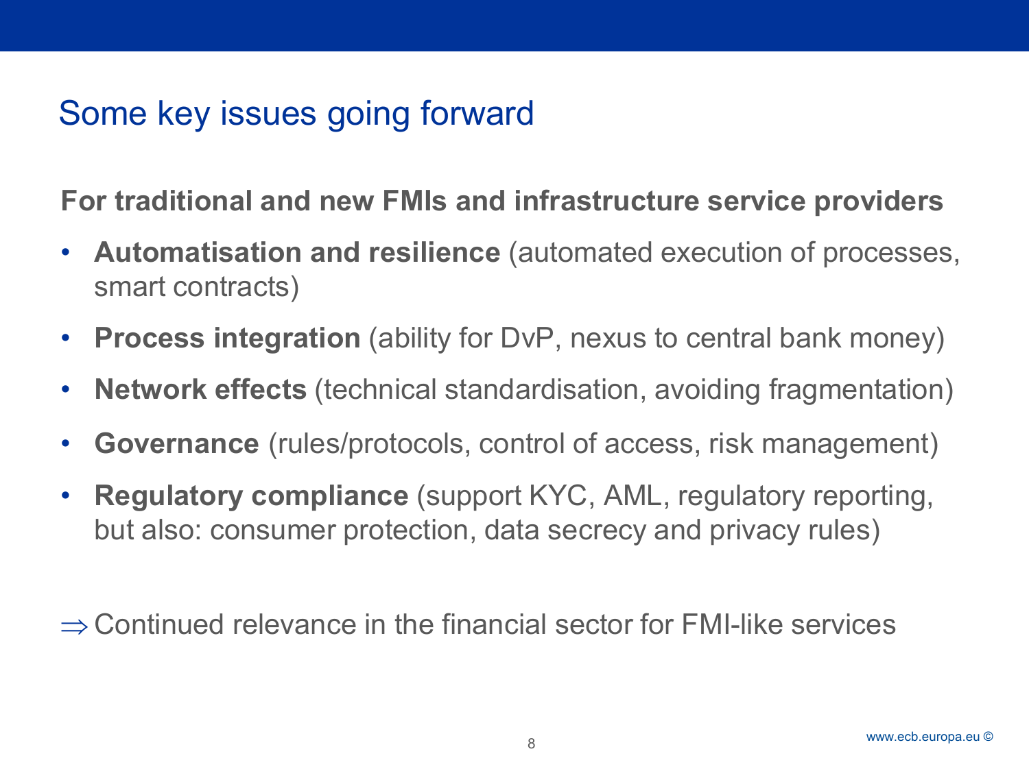# Some key issues going forward

**For traditional and new FMIs and infrastructure service providers**

- **Automatisation and resilience** (automated execution of processes, smart contracts)
- **Process integration** (ability for DvP, nexus to central bank money)
- **Network effects** (technical standardisation, avoiding fragmentation)
- **Governance** (rules/protocols, control of access, risk management)
- **Regulatory compliance** (support KYC, AML, regulatory reporting, but also: consumer protection, data secrecy and privacy rules)

⇒ Continued relevance in the financial sector for FMI-like services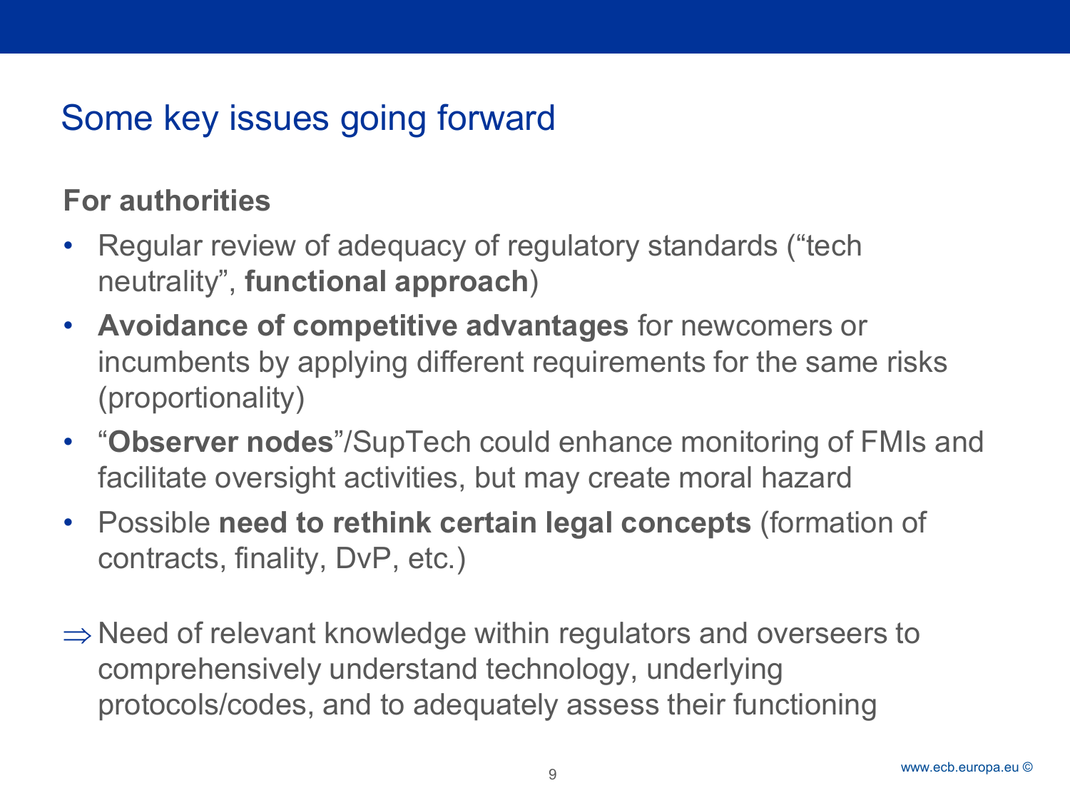# Some key issues going forward

**For authorities**

- Regular review of adequacy of regulatory standards ("tech neutrality", **functional approach**)
- **Avoidance of competitive advantages** for newcomers or incumbents by applying different requirements for the same risks (proportionality)
- "**Observer nodes**"/SupTech could enhance monitoring of FMIs and facilitate oversight activities, but may create moral hazard
- Possible **need to rethink certain legal concepts** (formation of contracts, finality, DvP, etc.)

⇒ Need of relevant knowledge within regulators and overseers to comprehensively understand technology, underlying protocols/codes, and to adequately assess their functioning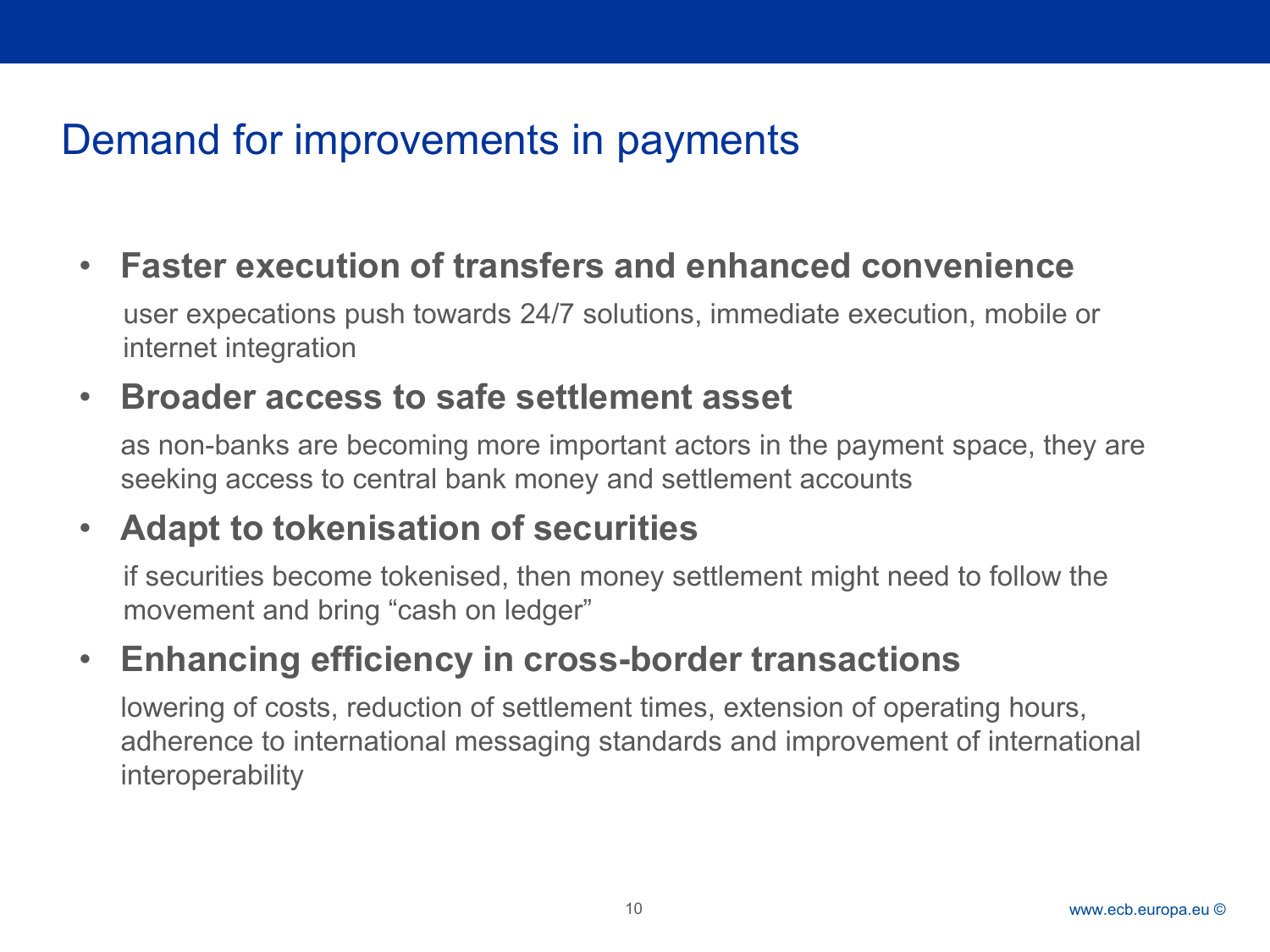# Demand for improvements in payments

- **Faster execution of transfers and enhanced convenience**

  user expecations push towards 24/7 solutions, immediate execution, mobile or internet integration

- **Broader access to safe settlement asset**

  as non-banks are becoming more important actors in the payment space, they are seeking access to central bank money and settlement accounts

- **Adapt to tokenisation of securities**

  if securities become tokenised, then money settlement might need to follow the movement and bring “cash on ledger”

- **Enhancing efficiency in cross-border transactions**

  lowering of costs, reduction of settlement times, extension of operating hours, adherence to international messaging standards and improvement of international interoperability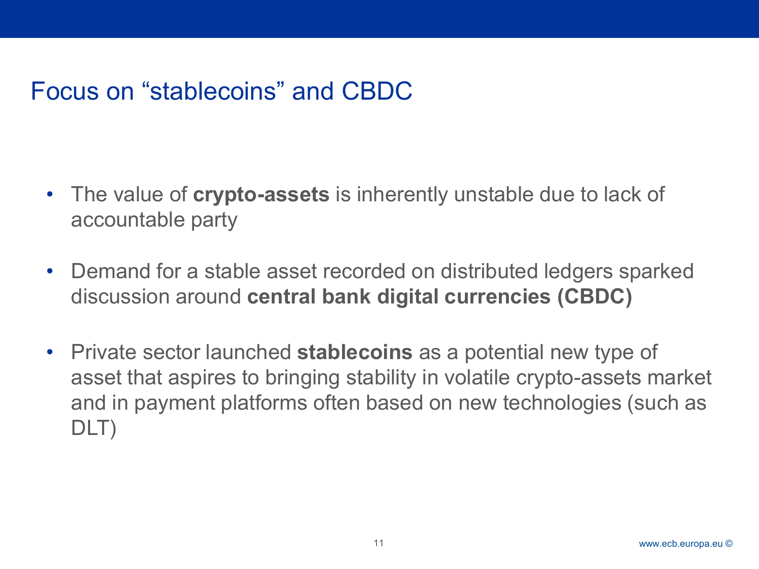# Focus on "stablecoins" and CBDC

- The value of **crypto-assets** is inherently unstable due to lack of accountable party
- Demand for a stable asset recorded on distributed ledgers sparked discussion around **central bank digital currencies (CBDC)**
- Private sector launched **stablecoins** as a potential new type of asset that aspires to bringing stability in volatile crypto-assets market and in payment platforms often based on new technologies (such as DLT)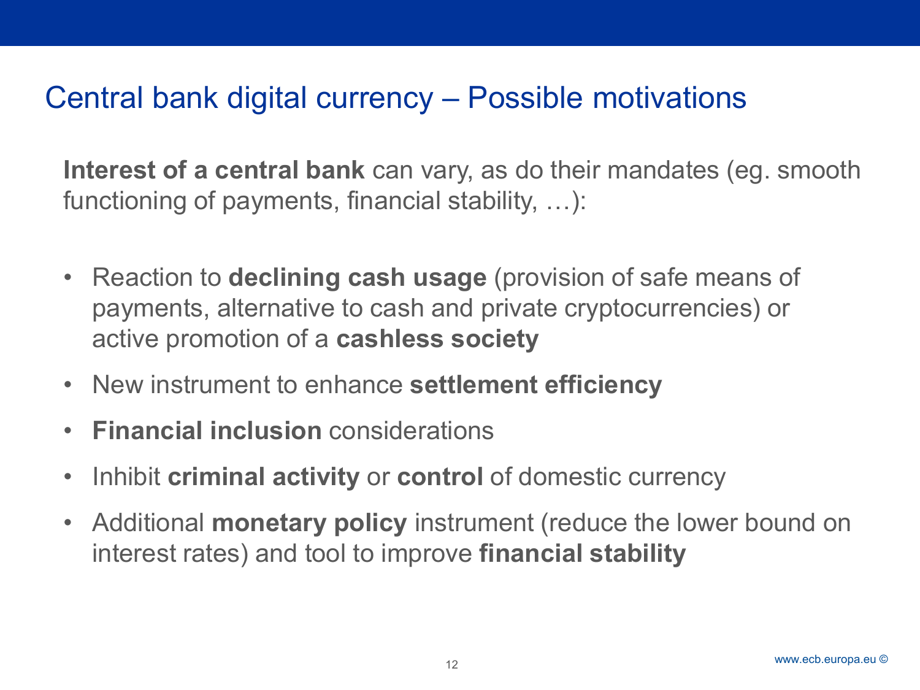# Central bank digital currency – Possible motivations

**Interest of a central bank** can vary, as do their mandates (eg. smooth functioning of payments, financial stability, …):

- Reaction to **declining cash usage** (provision of safe means of payments, alternative to cash and private cryptocurrencies) or active promotion of a **cashless society**
- New instrument to enhance **settlement efficiency**
- **Financial inclusion** considerations
- Inhibit **criminal activity** or **control** of domestic currency
- Additional **monetary policy** instrument (reduce the lower bound on interest rates) and tool to improve **financial stability**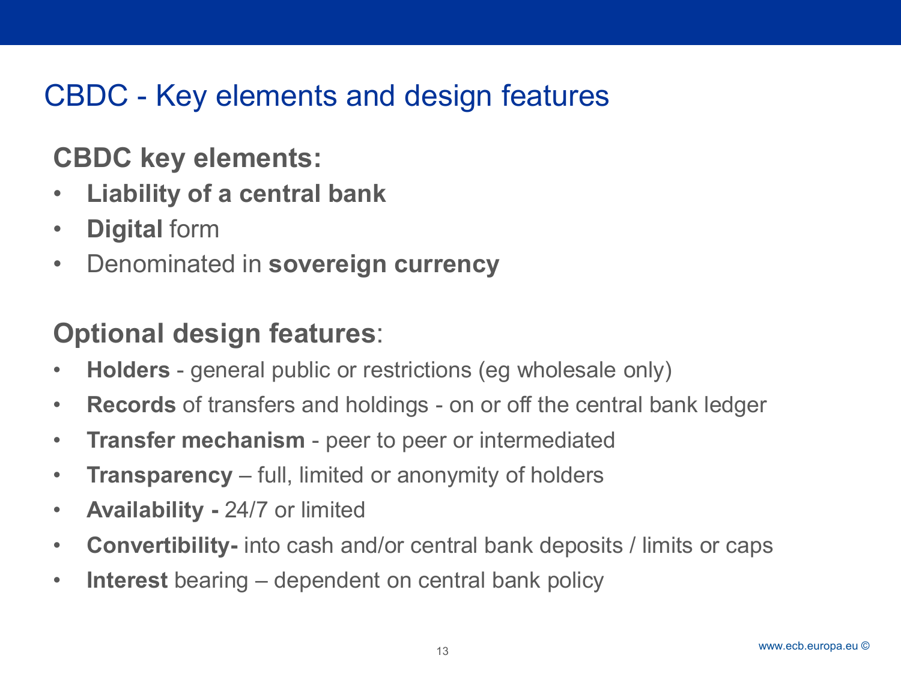# CBDC - Key elements and design features

**CBDC key elements:**

- **Liability of a central bank**
- **Digital** form
- Denominated in **sovereign currency**

**Optional design features**:

- **Holders** - general public or restrictions (eg wholesale only)
- **Records** of transfers and holdings - on or off the central bank ledger
- **Transfer mechanism** - peer to peer or intermediated
- **Transparency** – full, limited or anonymity of holders
- **Availability -** 24/7 or limited
- **Convertibility-** into cash and/or central bank deposits / limits or caps
- **Interest** bearing – dependent on central bank policy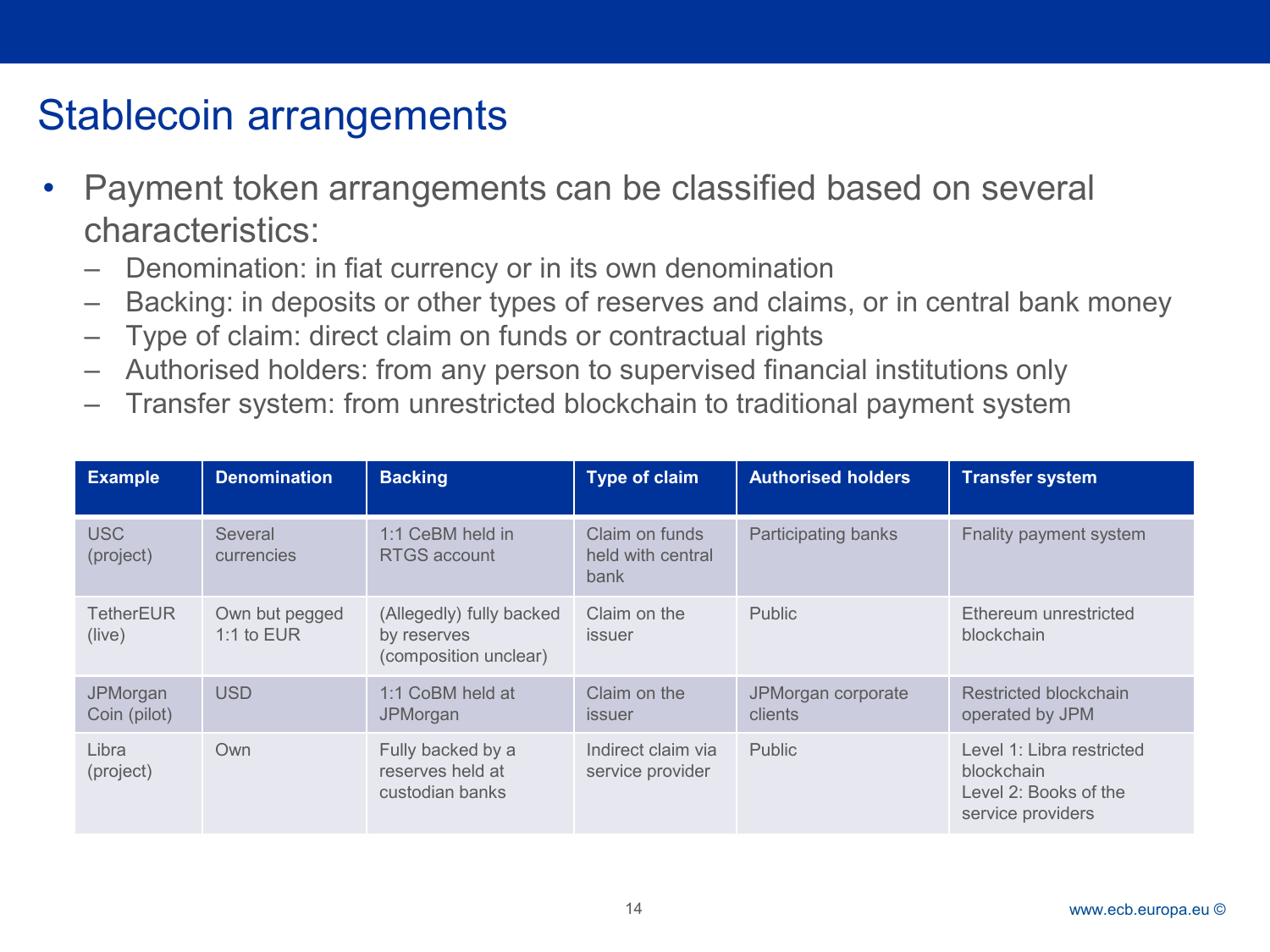# Stablecoin arrangements

- Payment token arrangements can be classified based on several characteristics:
  - Denomination: in fiat currency or in its own denomination
  - Backing: in deposits or other types of reserves and claims, or in central bank money
  - Type of claim: direct claim on funds or contractual rights
  - Authorised holders: from any person to supervised financial institutions only
  - Transfer system: from unrestricted blockchain to traditional payment system

| Example | Denomination | Backing | Type of claim | Authorised holders | Transfer system |
| --- | --- | --- | --- | --- | --- |
| USC (project) | Several currencies | 1:1 CeBM held in RTGS account | Claim on funds held with central bank | Participating banks | Fnality payment system |
| TetherEUR (live) | Own but pegged 1:1 to EUR | (Allegedly) fully backed by reserves (composition unclear) | Claim on the issuer | Public | Ethereum unrestricted blockchain |
| JPMorgan Coin (pilot) | USD | 1:1 CoBM held at JPMorgan | Claim on the issuer | JPMorgan corporate clients | Restricted blockchain operated by JPM |
| Libra (project) | Own | Fully backed by a reserves held at custodian banks | Indirect claim via service provider | Public | Level 1: Libra restricted blockchain<br>Level 2: Books of the service providers |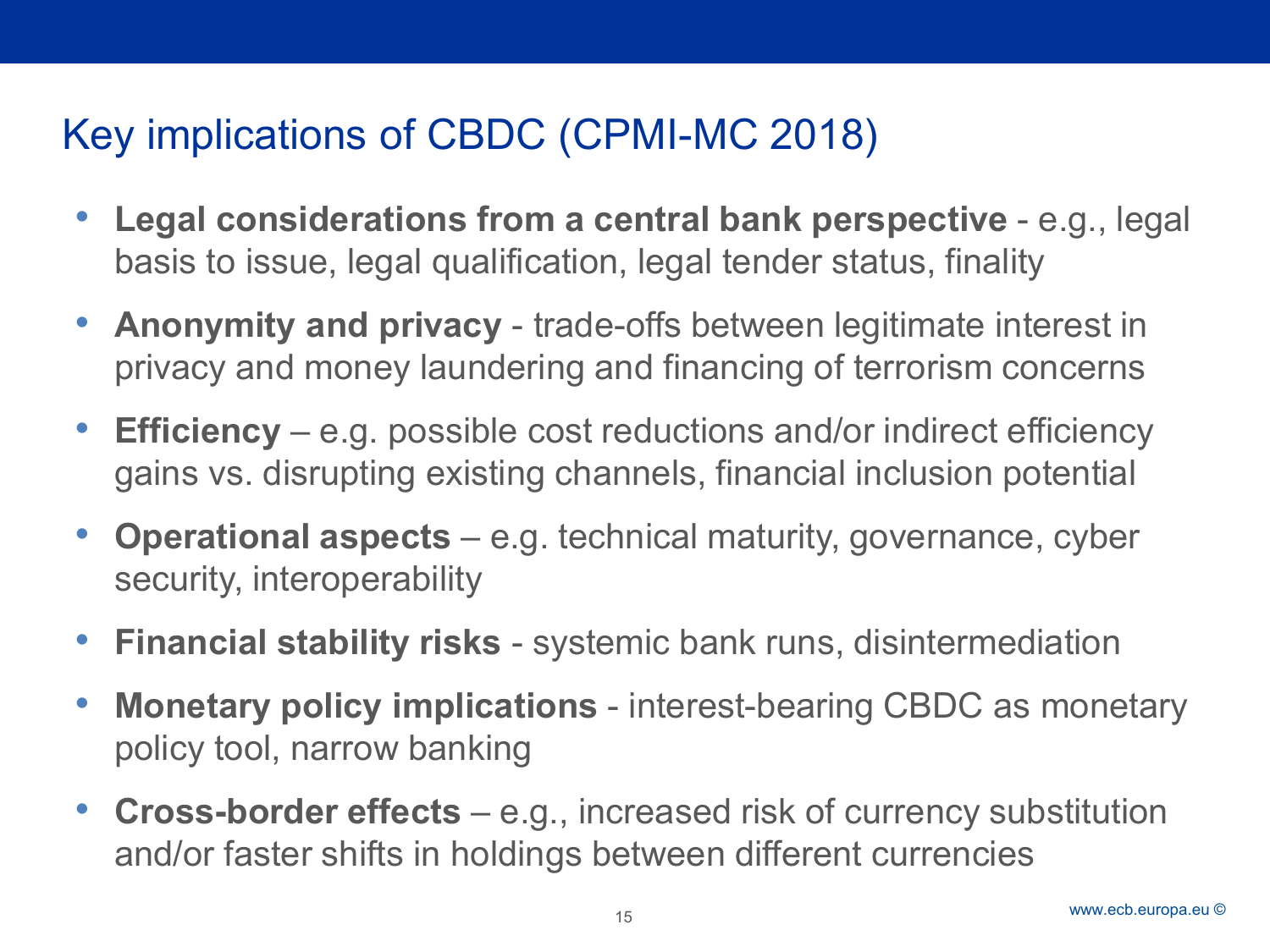# Key implications of CBDC (CPMI-MC 2018)

- **Legal considerations from a central bank perspective** - e.g., legal basis to issue, legal qualification, legal tender status, finality
- **Anonymity and privacy** - trade-offs between legitimate interest in privacy and money laundering and financing of terrorism concerns
- **Efficiency** – e.g. possible cost reductions and/or indirect efficiency gains vs. disrupting existing channels, financial inclusion potential
- **Operational aspects** – e.g. technical maturity, governance, cyber security, interoperability
- **Financial stability risks** - systemic bank runs, disintermediation
- **Monetary policy implications** - interest-bearing CBDC as monetary policy tool, narrow banking
- **Cross-border effects** – e.g., increased risk of currency substitution and/or faster shifts in holdings between different currencies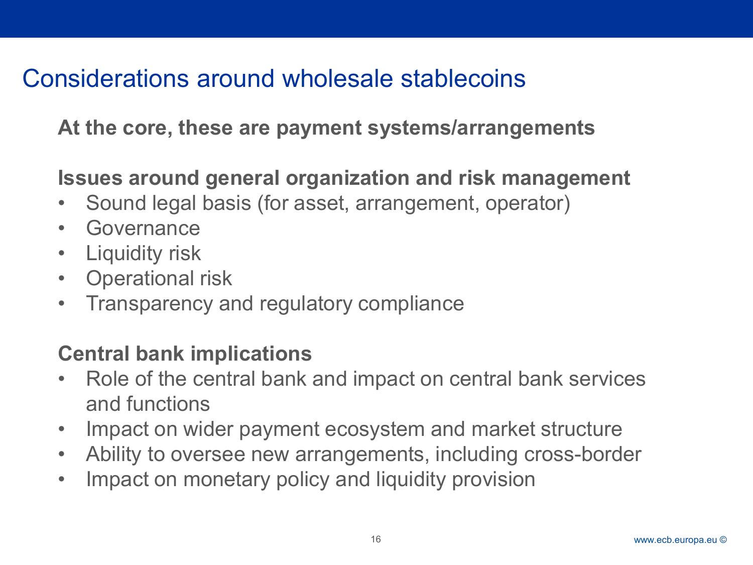# Considerations around wholesale stablecoins

**At the core, these are payment systems/arrangements**

**Issues around general organization and risk management**

- Sound legal basis (for asset, arrangement, operator)
- Governance
- Liquidity risk
- Operational risk
- Transparency and regulatory compliance

**Central bank implications**

- Role of the central bank and impact on central bank services and functions
- Impact on wider payment ecosystem and market structure
- Ability to oversee new arrangements, including cross-border
- Impact on monetary policy and liquidity provision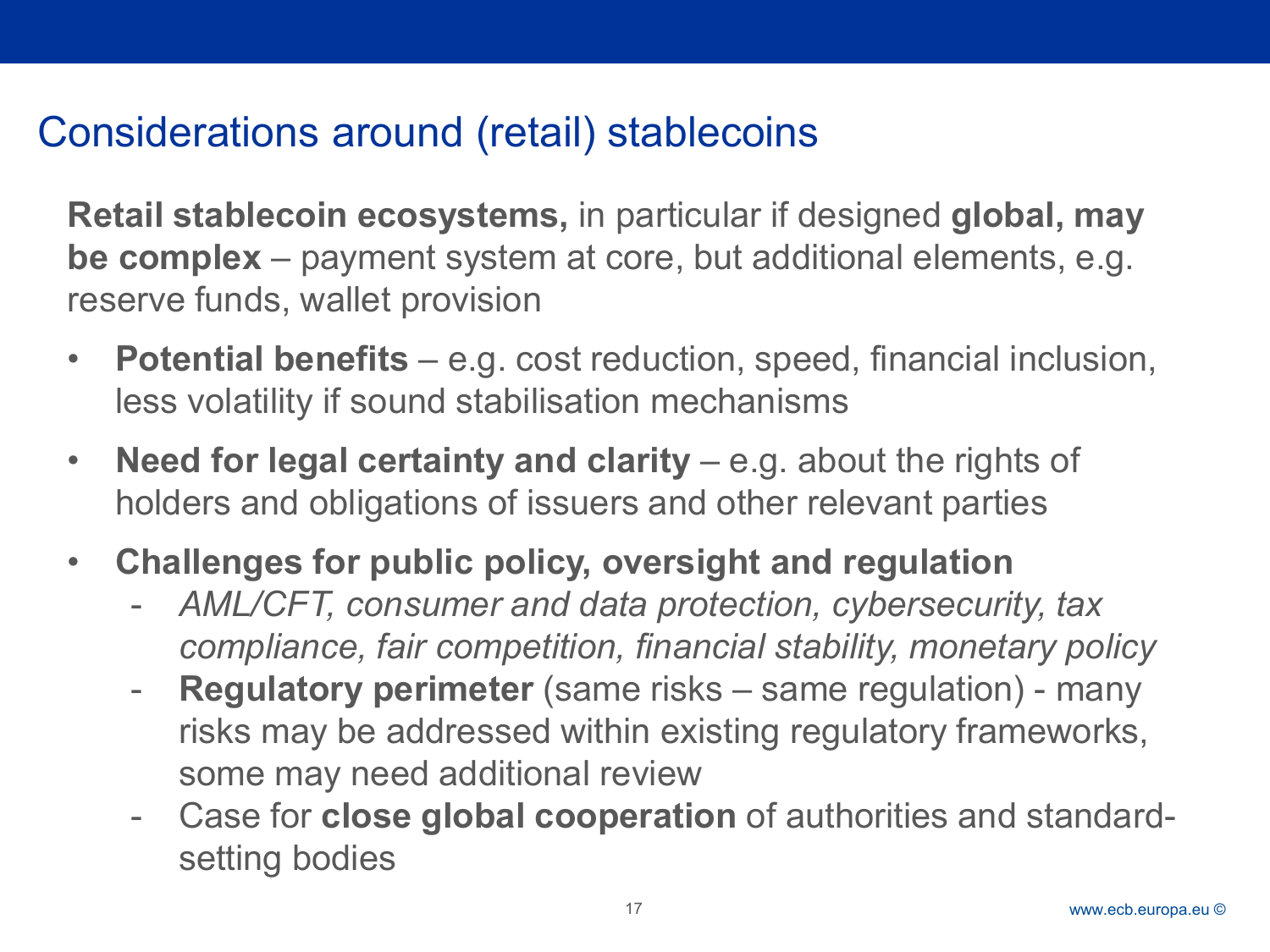# Considerations around (retail) stablecoins

**Retail stablecoin ecosystems,** in particular if designed **global, may be complex** – payment system at core, but additional elements, e.g. reserve funds, wallet provision

- **Potential benefits** – e.g. cost reduction, speed, financial inclusion, less volatility if sound stabilisation mechanisms
- **Need for legal certainty and clarity** – e.g. about the rights of holders and obligations of issuers and other relevant parties
- **Challenges for public policy, oversight and regulation**
  - *AML/CFT, consumer and data protection, cybersecurity, tax compliance, fair competition, financial stability, monetary policy*
  - **Regulatory perimeter** (same risks – same regulation) - many risks may be addressed within existing regulatory frameworks, some may need additional review
  - Case for **close global cooperation** of authorities and standard-setting bodies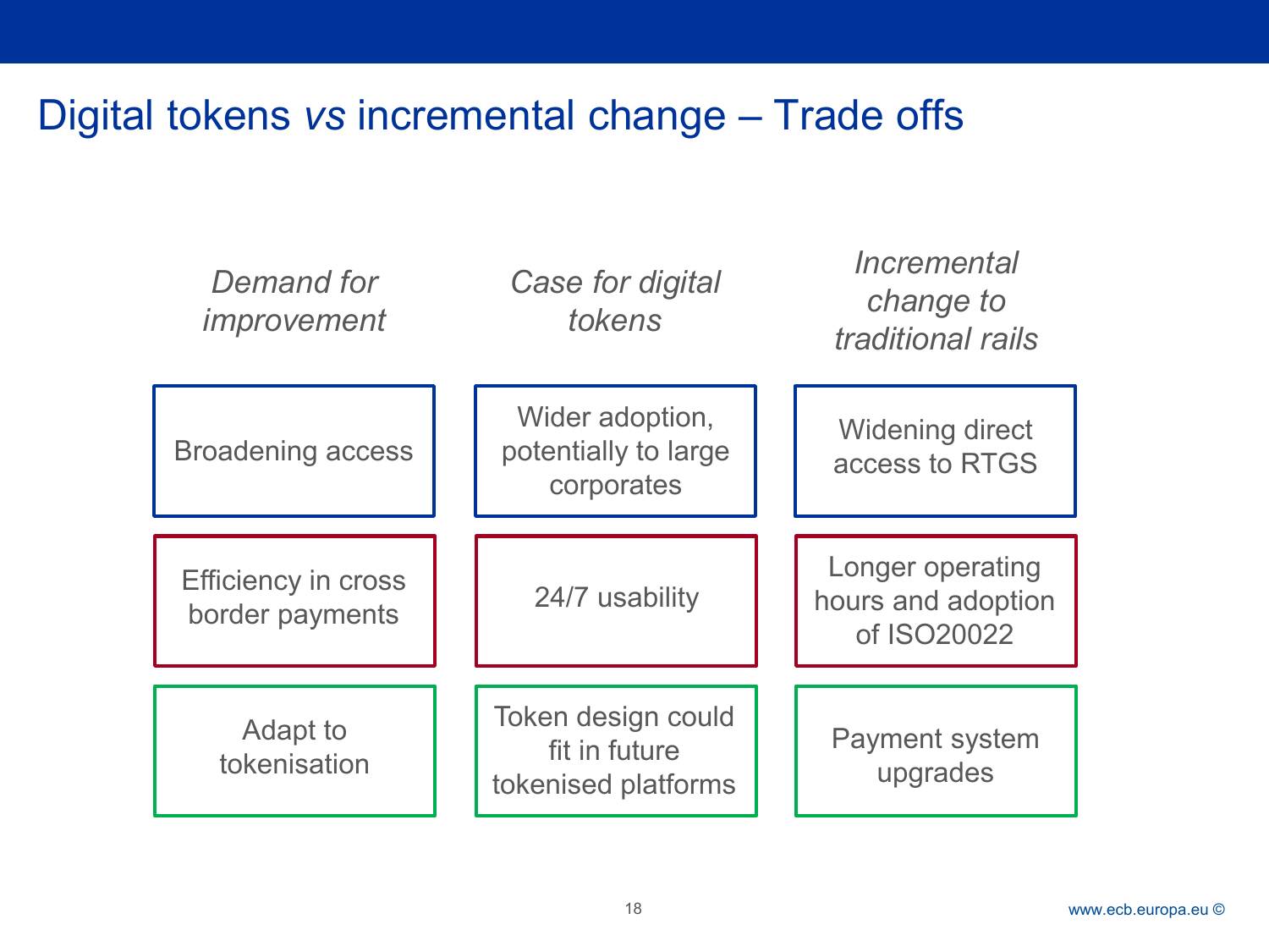# Digital tokens *vs* incremental change – Trade offs

| *Demand for improvement* | *Case for digital tokens* | *Incremental change to traditional rails* |
| --- | --- | --- |
| Broadening access | Wider adoption, potentially to large corporates | Widening direct access to RTGS |
| Efficiency in cross border payments | 24/7 usability | Longer operating hours and adoption of ISO20022 |
| Adapt to tokenisation | Token design could fit in future tokenised platforms | Payment system upgrades |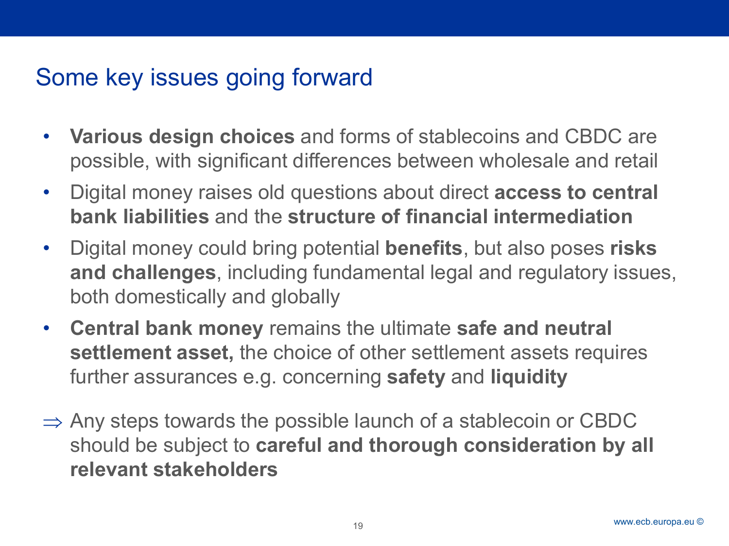# Some key issues going forward

- **Various design choices** and forms of stablecoins and CBDC are possible, with significant differences between wholesale and retail
- Digital money raises old questions about direct **access to central bank liabilities** and the **structure of financial intermediation**
- Digital money could bring potential **benefits**, but also poses **risks and challenges**, including fundamental legal and regulatory issues, both domestically and globally
- **Central bank money** remains the ultimate **safe and neutral settlement asset,** the choice of other settlement assets requires further assurances e.g. concerning **safety** and **liquidity**

⇒ Any steps towards the possible launch of a stablecoin or CBDC should be subject to **careful and thorough consideration by all relevant stakeholders**